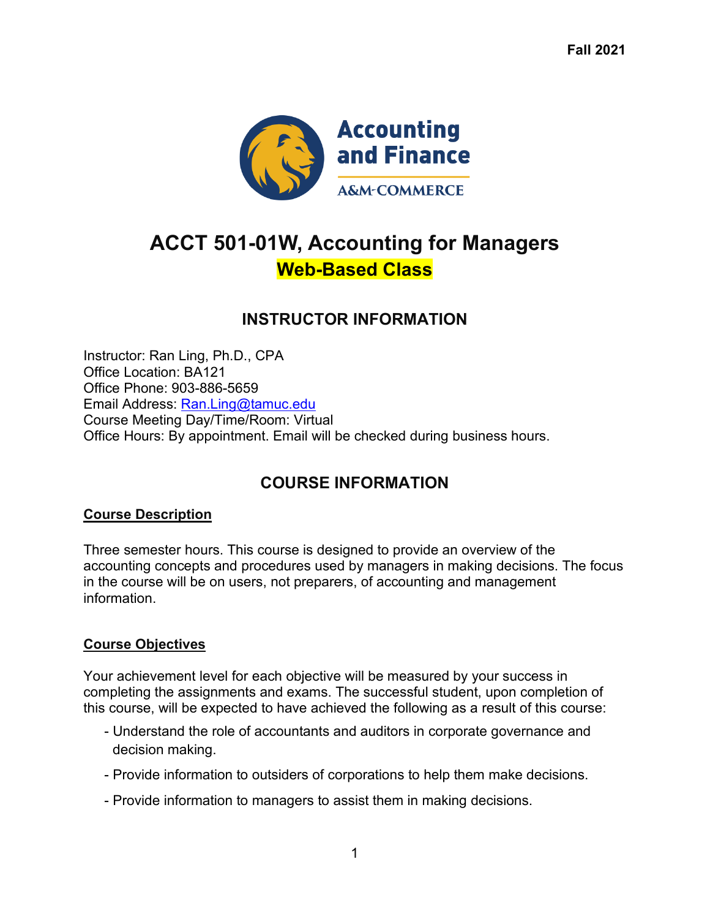Fall 2021

Accounting and Finance

A&M-COMMERCE

# ACCT 501-01W, Accounting for Managers

**Web-Based Class**

## INSTRUCTOR INFORMATION

Instructor: Ran Ling, Ph.D., CPA
Office Location: BA121
Office Phone: 903-886-5659
Email Address: Ran.Ling@tamuc.edu
Course Meeting Day/Time/Room: Virtual
Office Hours: By appointment. Email will be checked during business hours.

## COURSE INFORMATION

### Course Description

Three semester hours. This course is designed to provide an overview of the accounting concepts and procedures used by managers in making decisions. The focus in the course will be on users, not preparers, of accounting and management information.

### Course Objectives

Your achievement level for each objective will be measured by your success in completing the assignments and exams. The successful student, upon completion of this course, will be expected to have achieved the following as a result of this course:

- Understand the role of accountants and auditors in corporate governance and decision making.
- Provide information to outsiders of corporations to help them make decisions.
- Provide information to managers to assist them in making decisions.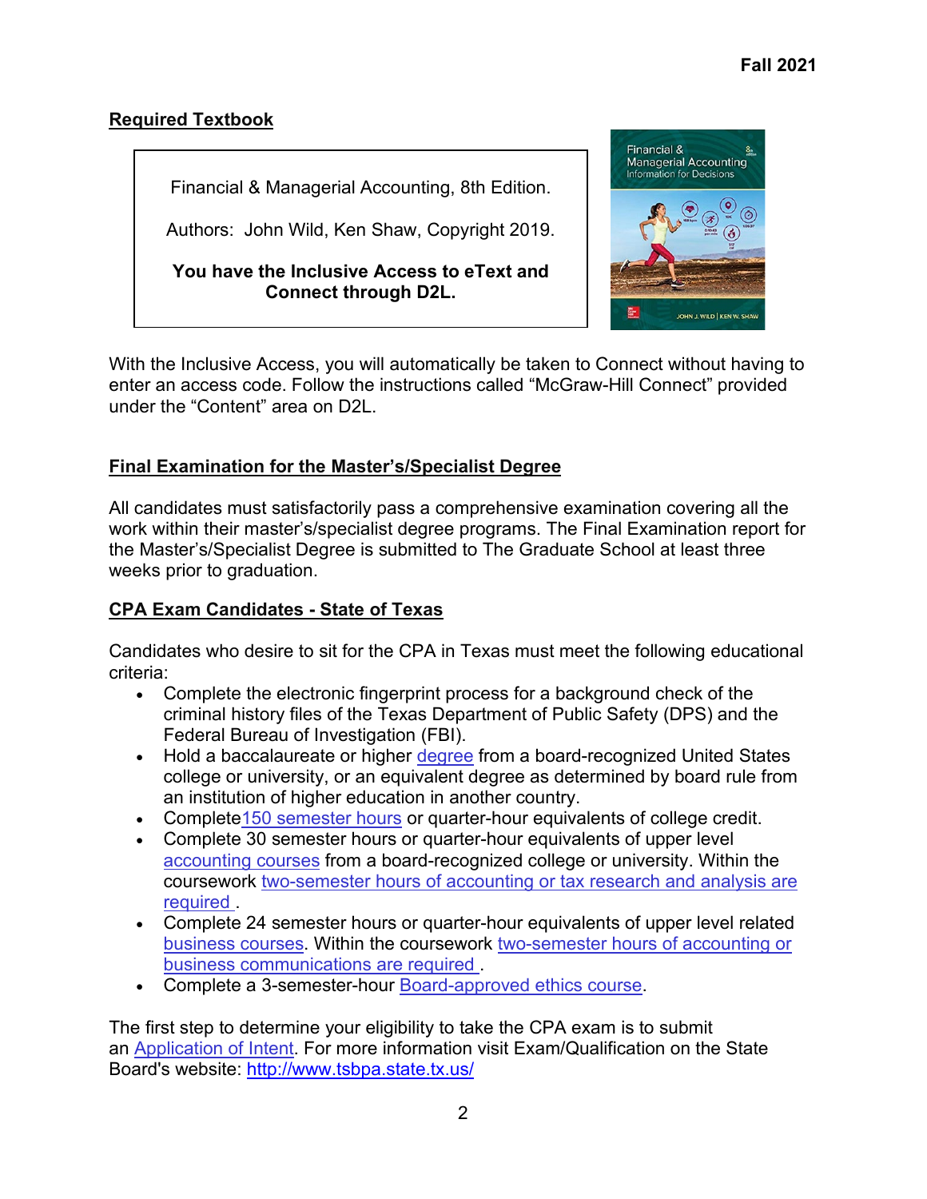## Required Textbook

Financial & Managerial Accounting, 8th Edition.

Authors: John Wild, Ken Shaw, Copyright 2019.

**You have the Inclusive Access to eText and Connect through D2L.**

With the Inclusive Access, you will automatically be taken to Connect without having to enter an access code. Follow the instructions called "McGraw-Hill Connect" provided under the "Content" area on D2L.

## Final Examination for the Master's/Specialist Degree

All candidates must satisfactorily pass a comprehensive examination covering all the work within their master's/specialist degree programs. The Final Examination report for the Master's/Specialist Degree is submitted to The Graduate School at least three weeks prior to graduation.

## CPA Exam Candidates - State of Texas

Candidates who desire to sit for the CPA in Texas must meet the following educational criteria:

- Complete the electronic fingerprint process for a background check of the criminal history files of the Texas Department of Public Safety (DPS) and the Federal Bureau of Investigation (FBI).
- Hold a baccalaureate or higher degree from a board-recognized United States college or university, or an equivalent degree as determined by board rule from an institution of higher education in another country.
- Complete 150 semester hours or quarter-hour equivalents of college credit.
- Complete 30 semester hours or quarter-hour equivalents of upper level accounting courses from a board-recognized college or university. Within the coursework two-semester hours of accounting or tax research and analysis are required .
- Complete 24 semester hours or quarter-hour equivalents of upper level related business courses. Within the coursework two-semester hours of accounting or business communications are required .
- Complete a 3-semester-hour Board-approved ethics course.

The first step to determine your eligibility to take the CPA exam is to submit an Application of Intent. For more information visit Exam/Qualification on the State Board's website: http://www.tsbpa.state.tx.us/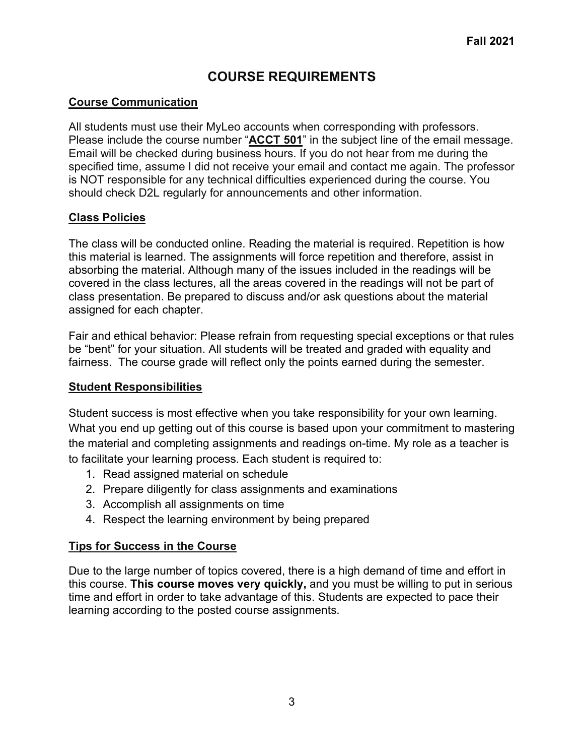# COURSE REQUIREMENTS

## Course Communication

All students must use their MyLeo accounts when corresponding with professors. Please include the course number "**ACCT 501**" in the subject line of the email message. Email will be checked during business hours. If you do not hear from me during the specified time, assume I did not receive your email and contact me again. The professor is NOT responsible for any technical difficulties experienced during the course. You should check D2L regularly for announcements and other information.

## Class Policies

The class will be conducted online. Reading the material is required. Repetition is how this material is learned. The assignments will force repetition and therefore, assist in absorbing the material. Although many of the issues included in the readings will be covered in the class lectures, all the areas covered in the readings will not be part of class presentation. Be prepared to discuss and/or ask questions about the material assigned for each chapter.

Fair and ethical behavior: Please refrain from requesting special exceptions or that rules be "bent" for your situation. All students will be treated and graded with equality and fairness. The course grade will reflect only the points earned during the semester.

## Student Responsibilities

Student success is most effective when you take responsibility for your own learning. What you end up getting out of this course is based upon your commitment to mastering the material and completing assignments and readings on-time. My role as a teacher is to facilitate your learning process. Each student is required to:

1. Read assigned material on schedule
2. Prepare diligently for class assignments and examinations
3. Accomplish all assignments on time
4. Respect the learning environment by being prepared

## Tips for Success in the Course

Due to the large number of topics covered, there is a high demand of time and effort in this course. **This course moves very quickly,** and you must be willing to put in serious time and effort in order to take advantage of this. Students are expected to pace their learning according to the posted course assignments.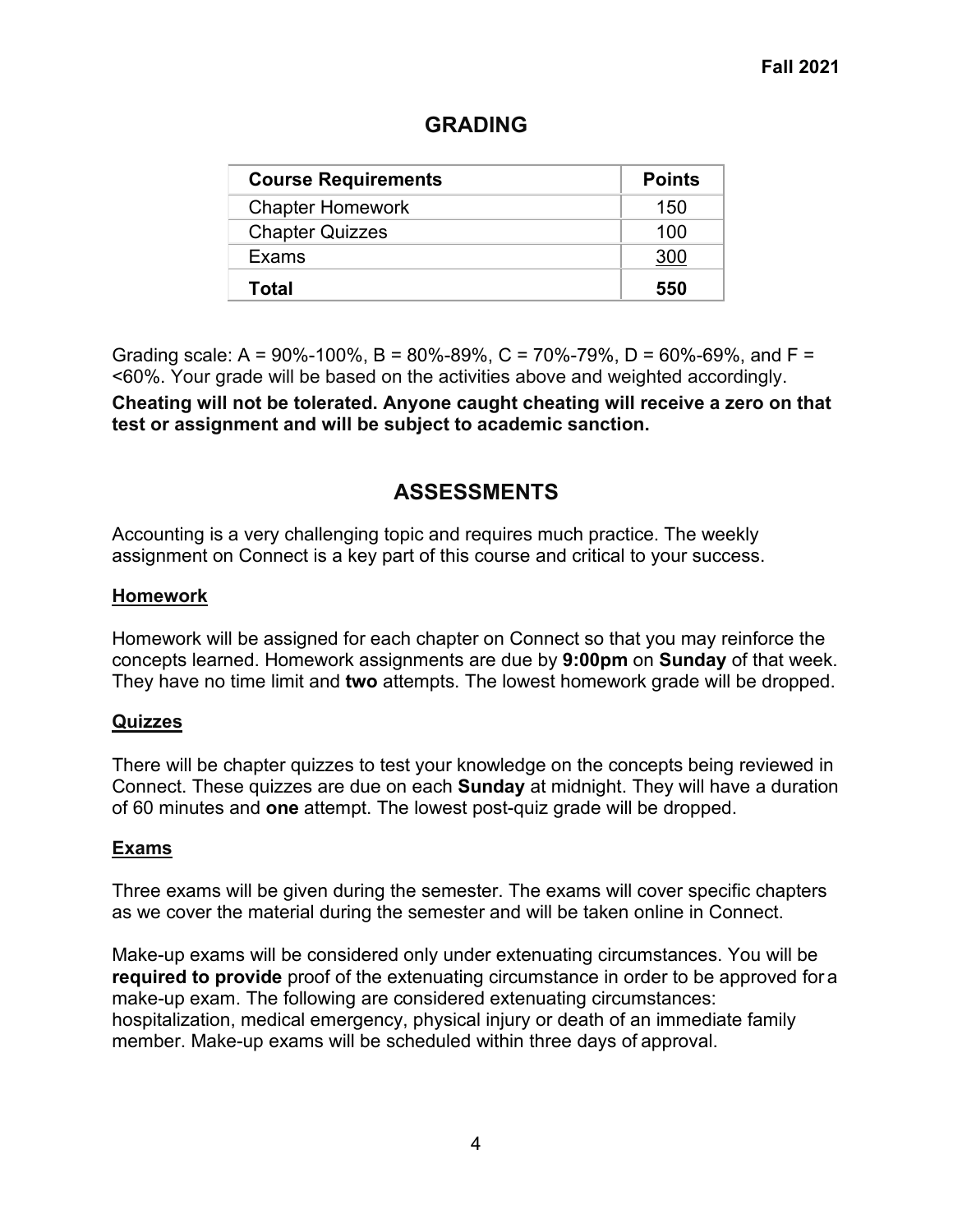Fall 2021

## GRADING

| Course Requirements | Points |
|---|---|
| Chapter Homework | 150 |
| Chapter Quizzes | 100 |
| Exams | 300 |
| **Total** | **550** |

Grading scale: A = 90%-100%, B = 80%-89%, C = 70%-79%, D = 60%-69%, and F = <60%. Your grade will be based on the activities above and weighted accordingly.

**Cheating will not be tolerated. Anyone caught cheating will receive a zero on that test or assignment and will be subject to academic sanction.**

## ASSESSMENTS

Accounting is a very challenging topic and requires much practice. The weekly assignment on Connect is a key part of this course and critical to your success.

### Homework

Homework will be assigned for each chapter on Connect so that you may reinforce the concepts learned. Homework assignments are due by **9:00pm** on **Sunday** of that week. They have no time limit and **two** attempts. The lowest homework grade will be dropped.

### Quizzes

There will be chapter quizzes to test your knowledge on the concepts being reviewed in Connect. These quizzes are due on each **Sunday** at midnight. They will have a duration of 60 minutes and **one** attempt. The lowest post-quiz grade will be dropped.

### Exams

Three exams will be given during the semester. The exams will cover specific chapters as we cover the material during the semester and will be taken online in Connect.

Make-up exams will be considered only under extenuating circumstances. You will be **required to provide** proof of the extenuating circumstance in order to be approved for a make-up exam. The following are considered extenuating circumstances: hospitalization, medical emergency, physical injury or death of an immediate family member. Make-up exams will be scheduled within three days of approval.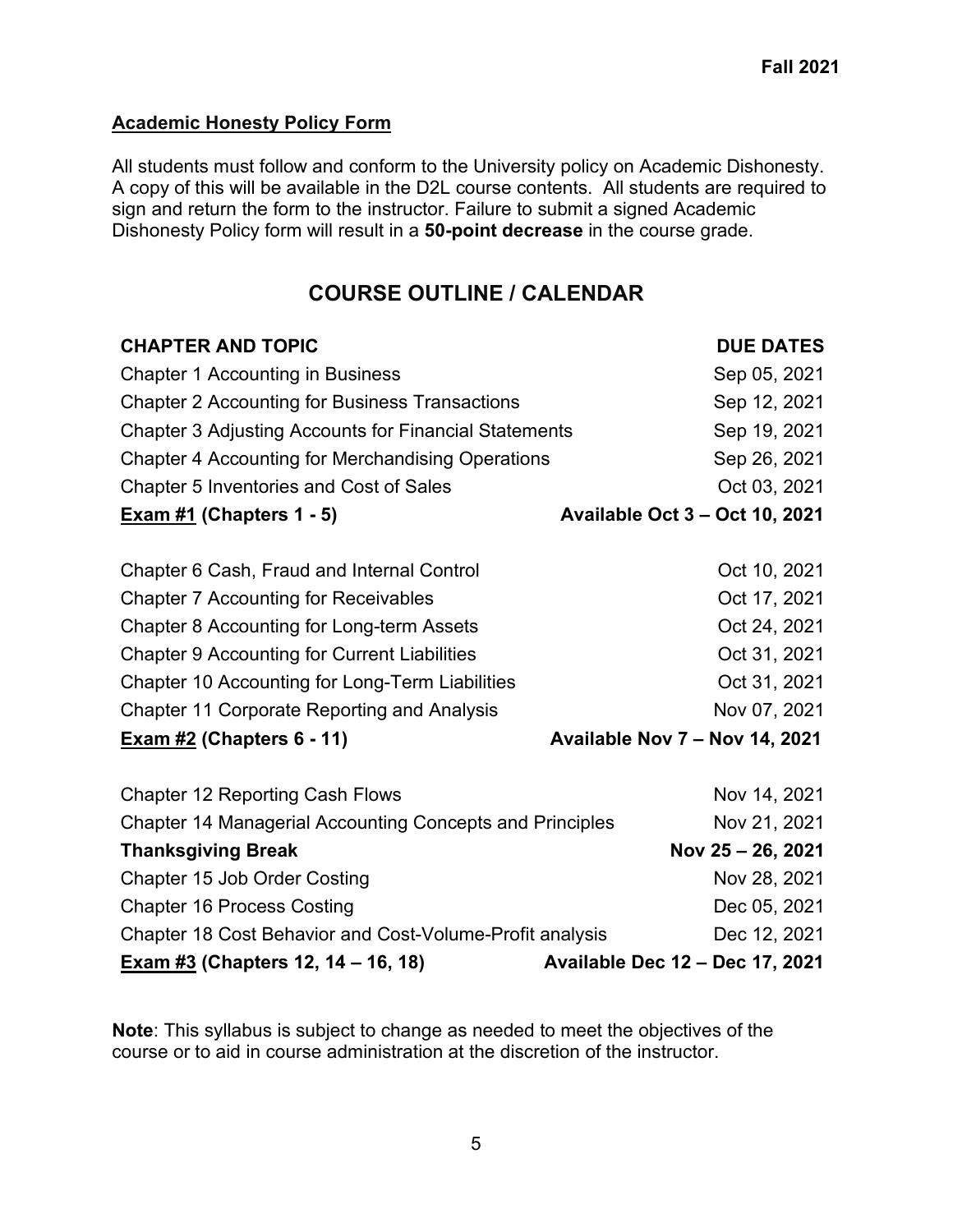**Academic Honesty Policy Form**

All students must follow and conform to the University policy on Academic Dishonesty. A copy of this will be available in the D2L course contents. All students are required to sign and return the form to the instructor. Failure to submit a signed Academic Dishonesty Policy form will result in a **50-point decrease** in the course grade.

## COURSE OUTLINE / CALENDAR

| CHAPTER AND TOPIC | DUE DATES |
|---|---|
| Chapter 1 Accounting in Business | Sep 05, 2021 |
| Chapter 2 Accounting for Business Transactions | Sep 12, 2021 |
| Chapter 3 Adjusting Accounts for Financial Statements | Sep 19, 2021 |
| Chapter 4 Accounting for Merchandising Operations | Sep 26, 2021 |
| Chapter 5 Inventories and Cost of Sales | Oct 03, 2021 |
| **Exam #1 (Chapters 1 - 5)** | **Available Oct 3 – Oct 10, 2021** |
| Chapter 6 Cash, Fraud and Internal Control | Oct 10, 2021 |
| Chapter 7 Accounting for Receivables | Oct 17, 2021 |
| Chapter 8 Accounting for Long-term Assets | Oct 24, 2021 |
| Chapter 9 Accounting for Current Liabilities | Oct 31, 2021 |
| Chapter 10 Accounting for Long-Term Liabilities | Oct 31, 2021 |
| Chapter 11 Corporate Reporting and Analysis | Nov 07, 2021 |
| **Exam #2 (Chapters 6 - 11)** | **Available Nov 7 – Nov 14, 2021** |
| Chapter 12 Reporting Cash Flows | Nov 14, 2021 |
| Chapter 14 Managerial Accounting Concepts and Principles | Nov 21, 2021 |
| **Thanksgiving Break** | **Nov 25 – 26, 2021** |
| Chapter 15 Job Order Costing | Nov 28, 2021 |
| Chapter 16 Process Costing | Dec 05, 2021 |
| Chapter 18 Cost Behavior and Cost-Volume-Profit analysis | Dec 12, 2021 |
| **Exam #3 (Chapters 12, 14 – 16, 18)** | **Available Dec 12 – Dec 17, 2021** |

**Note**: This syllabus is subject to change as needed to meet the objectives of the course or to aid in course administration at the discretion of the instructor.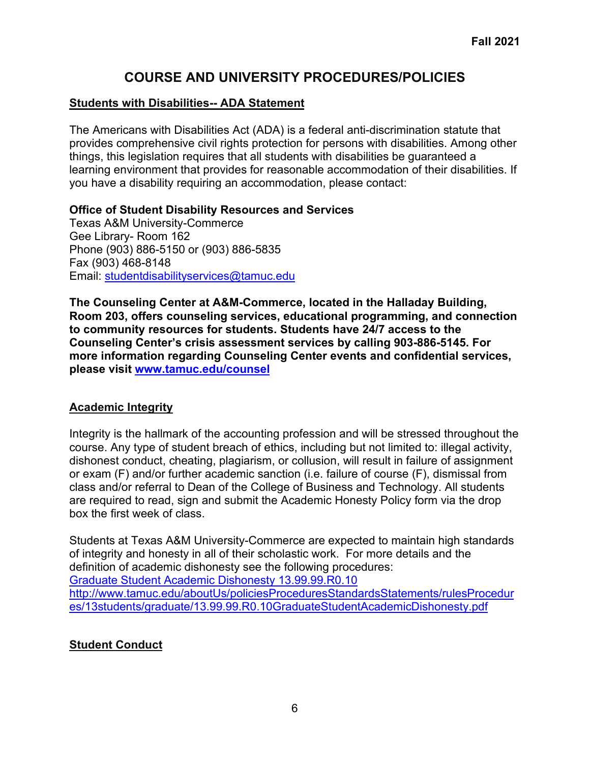# COURSE AND UNIVERSITY PROCEDURES/POLICIES

## Students with Disabilities-- ADA Statement

The Americans with Disabilities Act (ADA) is a federal anti-discrimination statute that provides comprehensive civil rights protection for persons with disabilities. Among other things, this legislation requires that all students with disabilities be guaranteed a learning environment that provides for reasonable accommodation of their disabilities. If you have a disability requiring an accommodation, please contact:

**Office of Student Disability Resources and Services**
Texas A&M University-Commerce
Gee Library- Room 162
Phone (903) 886-5150 or (903) 886-5835
Fax (903) 468-8148
Email: studentdisabilityservices@tamuc.edu

**The Counseling Center at A&M-Commerce, located in the Halladay Building, Room 203, offers counseling services, educational programming, and connection to community resources for students. Students have 24/7 access to the Counseling Center's crisis assessment services by calling 903-886-5145. For more information regarding Counseling Center events and confidential services, please visit www.tamuc.edu/counsel**

## Academic Integrity

Integrity is the hallmark of the accounting profession and will be stressed throughout the course. Any type of student breach of ethics, including but not limited to: illegal activity, dishonest conduct, cheating, plagiarism, or collusion, will result in failure of assignment or exam (F) and/or further academic sanction (i.e. failure of course (F), dismissal from class and/or referral to Dean of the College of Business and Technology. All students are required to read, sign and submit the Academic Honesty Policy form via the drop box the first week of class.

Students at Texas A&M University-Commerce are expected to maintain high standards of integrity and honesty in all of their scholastic work. For more details and the definition of academic dishonesty see the following procedures:
Graduate Student Academic Dishonesty 13.99.99.R0.10
http://www.tamuc.edu/aboutUs/policiesProceduresStandardsStatements/rulesProcedures/13students/graduate/13.99.99.R0.10GraduateStudentAcademicDishonesty.pdf

## Student Conduct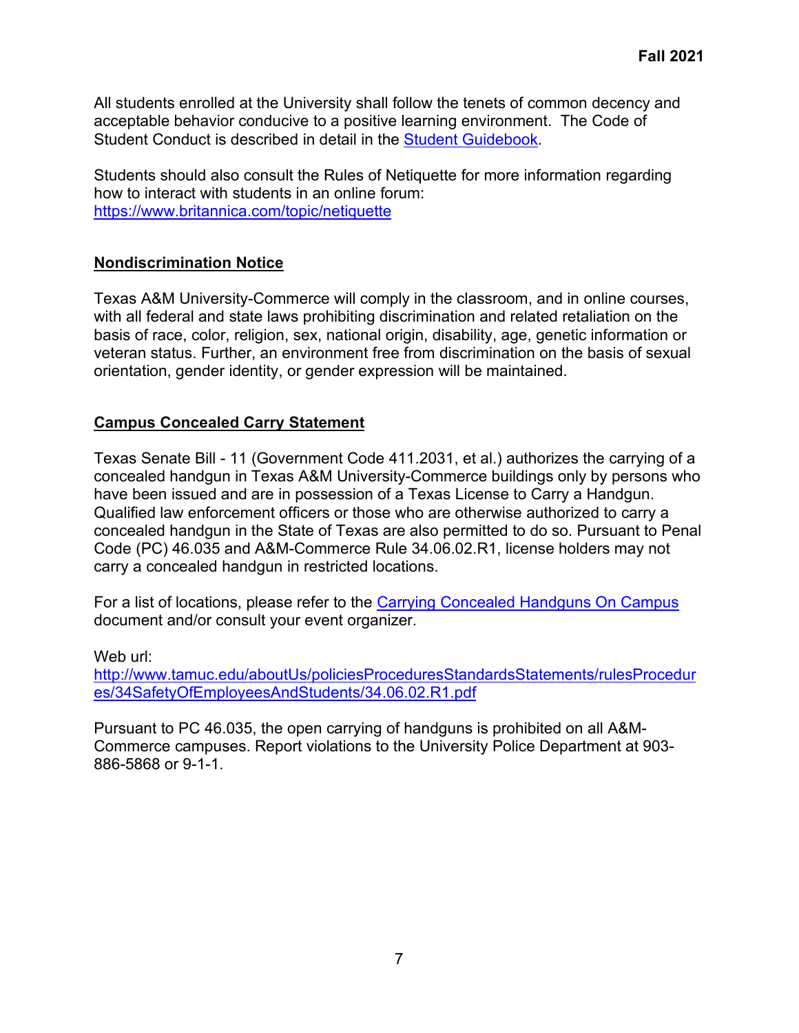All students enrolled at the University shall follow the tenets of common decency and acceptable behavior conducive to a positive learning environment. The Code of Student Conduct is described in detail in the [Student Guidebook](#).

Students should also consult the Rules of Netiquette for more information regarding how to interact with students in an online forum: https://www.britannica.com/topic/netiquette

## Nondiscrimination Notice

Texas A&M University-Commerce will comply in the classroom, and in online courses, with all federal and state laws prohibiting discrimination and related retaliation on the basis of race, color, religion, sex, national origin, disability, age, genetic information or veteran status. Further, an environment free from discrimination on the basis of sexual orientation, gender identity, or gender expression will be maintained.

## Campus Concealed Carry Statement

Texas Senate Bill - 11 (Government Code 411.2031, et al.) authorizes the carrying of a concealed handgun in Texas A&M University-Commerce buildings only by persons who have been issued and are in possession of a Texas License to Carry a Handgun. Qualified law enforcement officers or those who are otherwise authorized to carry a concealed handgun in the State of Texas are also permitted to do so. Pursuant to Penal Code (PC) 46.035 and A&M-Commerce Rule 34.06.02.R1, license holders may not carry a concealed handgun in restricted locations.

For a list of locations, please refer to the [Carrying Concealed Handguns On Campus](#) document and/or consult your event organizer.

Web url:
http://www.tamuc.edu/aboutUs/policiesProceduresStandardsStatements/rulesProcedures/34SafetyOfEmployeesAndStudents/34.06.02.R1.pdf

Pursuant to PC 46.035, the open carrying of handguns is prohibited on all A&M-Commerce campuses. Report violations to the University Police Department at 903-886-5868 or 9-1-1.